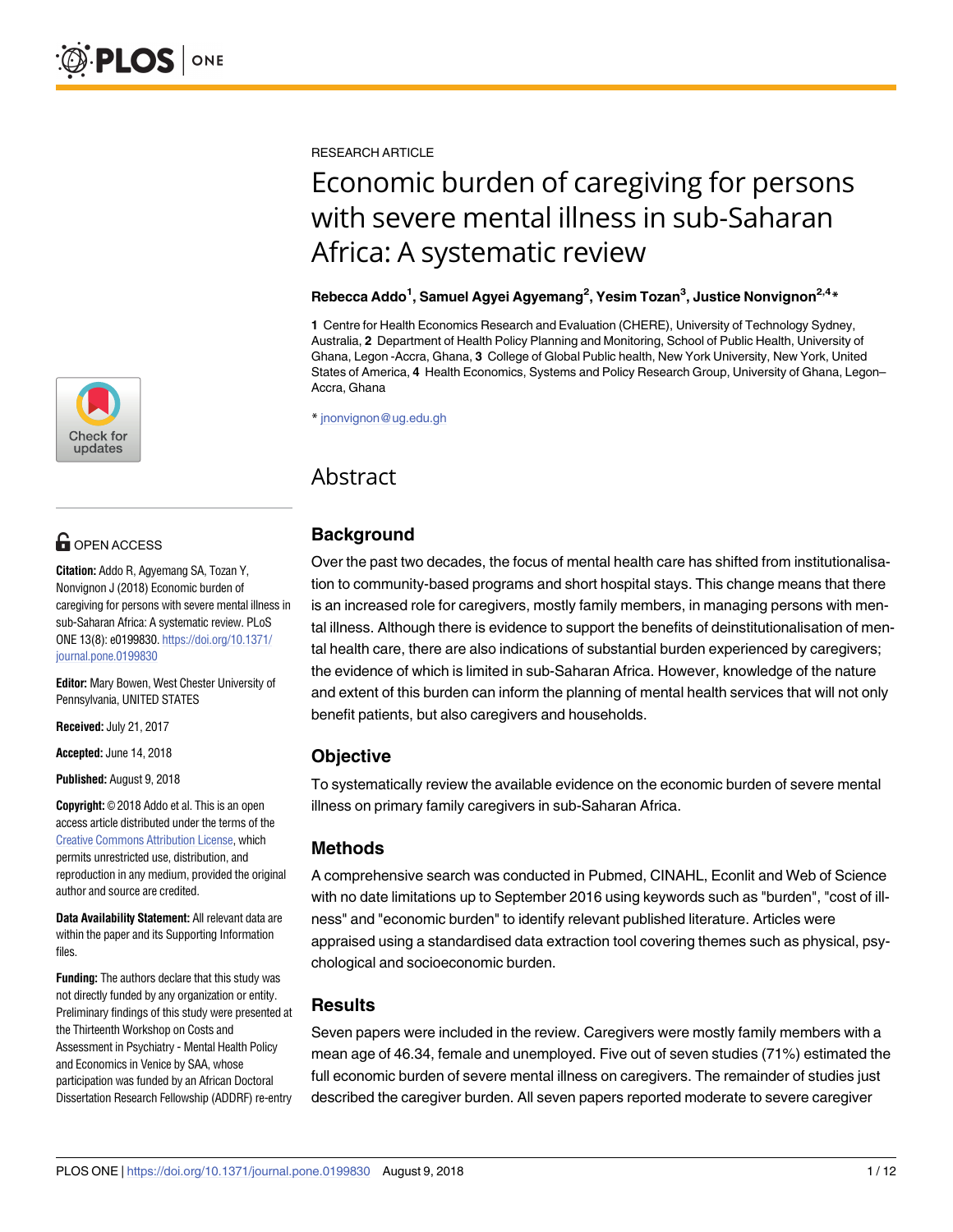RESEARCH ARTICLE

# Economic burden of caregiving for persons with severe mental illness in sub-Saharan Africa: A systematic review

**Rebecca Addo[1], Samuel Agyei Agyemang[2], Yesim Tozan[3], Justice Nonvignon[2,4]***

**1** Centre for Health Economics Research and Evaluation (CHERE), University of Technology Sydney, Australia, **2** Department of Health Policy Planning and Monitoring, School of Public Health, University of Ghana, Legon -Accra, Ghana, **3** College of Global Public health, New York University, New York, United States of America, **4** Health Economics, Systems and Policy Research Group, University of Ghana, Legon–Accra, Ghana

* jnonvignon@ug.edu.gh

OPEN ACCESS

**Citation:** Addo R, Agyemang SA, Tozan Y, Nonvignon J (2018) Economic burden of caregiving for persons with severe mental illness in sub-Saharan Africa: A systematic review. PLoS ONE 13(8): e0199830. https://doi.org/10.1371/journal.pone.0199830

**Editor:** Mary Bowen, West Chester University of Pennsylvania, UNITED STATES

**Received:** July 21, 2017

**Accepted:** June 14, 2018

**Published:** August 9, 2018

**Copyright:** © 2018 Addo et al. This is an open access article distributed under the terms of the Creative Commons Attribution License, which permits unrestricted use, distribution, and reproduction in any medium, provided the original author and source are credited.

**Data Availability Statement:** All relevant data are within the paper and its Supporting Information files.

**Funding:** The authors declare that this study was not directly funded by any organization or entity. Preliminary findings of this study were presented at the Thirteenth Workshop on Costs and Assessment in Psychiatry - Mental Health Policy and Economics in Venice by SAA, whose participation was funded by an African Doctoral Dissertation Research Fellowship (ADDRF) re-entry

## Abstract

### Background

Over the past two decades, the focus of mental health care has shifted from institutionalisation to community-based programs and short hospital stays. This change means that there is an increased role for caregivers, mostly family members, in managing persons with mental illness. Although there is evidence to support the benefits of deinstitutionalisation of mental health care, there are also indications of substantial burden experienced by caregivers; the evidence of which is limited in sub-Saharan Africa. However, knowledge of the nature and extent of this burden can inform the planning of mental health services that will not only benefit patients, but also caregivers and households.

### Objective

To systematically review the available evidence on the economic burden of severe mental illness on primary family caregivers in sub-Saharan Africa.

### Methods

A comprehensive search was conducted in Pubmed, CINAHL, Econlit and Web of Science with no date limitations up to September 2016 using keywords such as "burden", "cost of illness" and "economic burden" to identify relevant published literature. Articles were appraised using a standardised data extraction tool covering themes such as physical, psychological and socioeconomic burden.

### Results

Seven papers were included in the review. Caregivers were mostly family members with a mean age of 46.34, female and unemployed. Five out of seven studies (71%) estimated the full economic burden of severe mental illness on caregivers. The remainder of studies just described the caregiver burden. All seven papers reported moderate to severe caregiver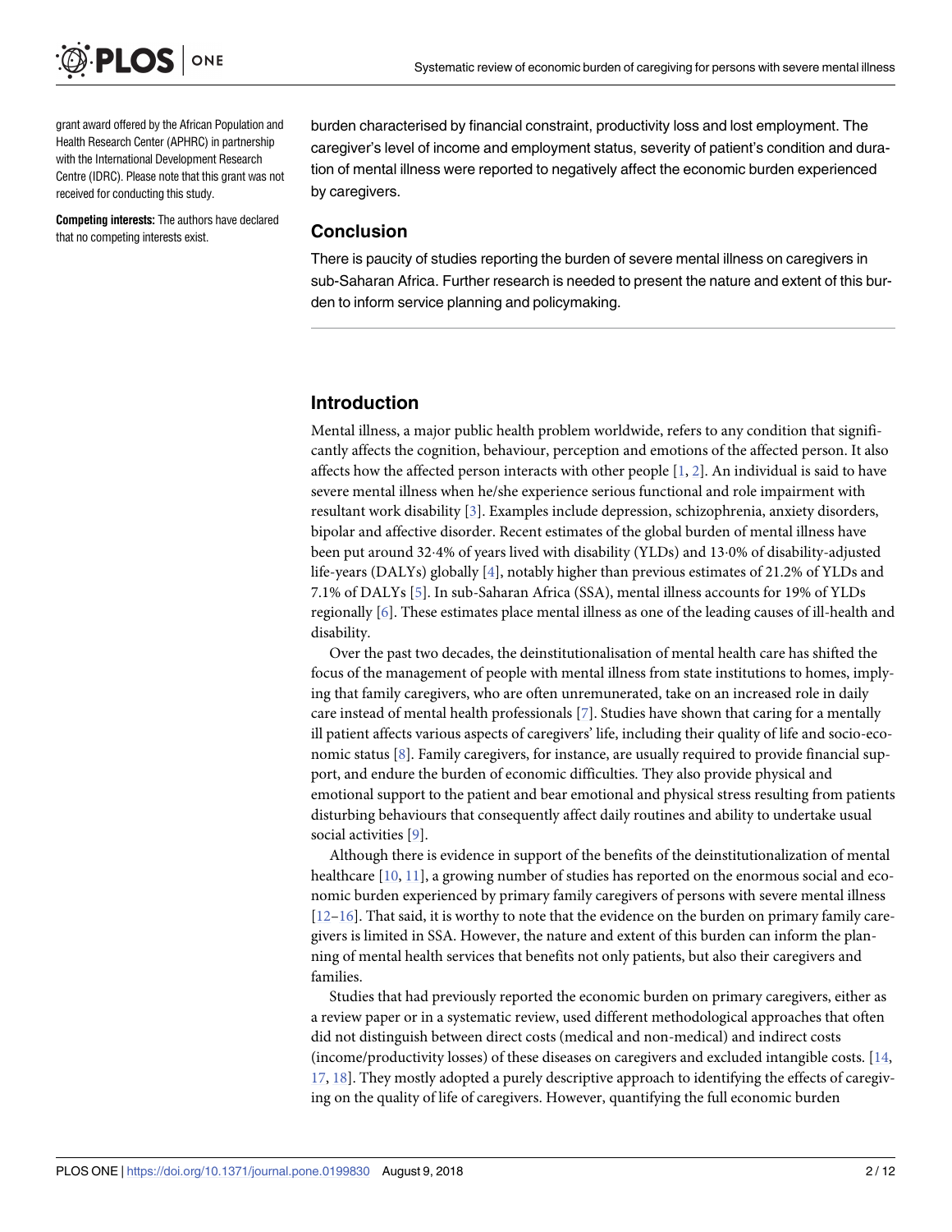grant award offered by the African Population and Health Research Center (APHRC) in partnership with the International Development Research Centre (IDRC). Please note that this grant was not received for conducting this study.

**Competing interests:** The authors have declared that no competing interests exist.

burden characterised by financial constraint, productivity loss and lost employment. The caregiver's level of income and employment status, severity of patient's condition and duration of mental illness were reported to negatively affect the economic burden experienced by caregivers.

## Conclusion

There is paucity of studies reporting the burden of severe mental illness on caregivers in sub-Saharan Africa. Further research is needed to present the nature and extent of this burden to inform service planning and policymaking.

## Introduction

Mental illness, a major public health problem worldwide, refers to any condition that significantly affects the cognition, behaviour, perception and emotions of the affected person. It also affects how the affected person interacts with other people [1, 2]. An individual is said to have severe mental illness when he/she experience serious functional and role impairment with resultant work disability [3]. Examples include depression, schizophrenia, anxiety disorders, bipolar and affective disorder. Recent estimates of the global burden of mental illness have been put around 32·4% of years lived with disability (YLDs) and 13·0% of disability-adjusted life-years (DALYs) globally [4], notably higher than previous estimates of 21.2% of YLDs and 7.1% of DALYs [5]. In sub-Saharan Africa (SSA), mental illness accounts for 19% of YLDs regionally [6]. These estimates place mental illness as one of the leading causes of ill-health and disability.

Over the past two decades, the deinstitutionalisation of mental health care has shifted the focus of the management of people with mental illness from state institutions to homes, implying that family caregivers, who are often unremunerated, take on an increased role in daily care instead of mental health professionals [7]. Studies have shown that caring for a mentally ill patient affects various aspects of caregivers' life, including their quality of life and socio-economic status [8]. Family caregivers, for instance, are usually required to provide financial support, and endure the burden of economic difficulties. They also provide physical and emotional support to the patient and bear emotional and physical stress resulting from patients disturbing behaviours that consequently affect daily routines and ability to undertake usual social activities [9].

Although there is evidence in support of the benefits of the deinstitutionalization of mental healthcare [10, 11], a growing number of studies has reported on the enormous social and economic burden experienced by primary family caregivers of persons with severe mental illness [12–16]. That said, it is worthy to note that the evidence on the burden on primary family caregivers is limited in SSA. However, the nature and extent of this burden can inform the planning of mental health services that benefits not only patients, but also their caregivers and families.

Studies that had previously reported the economic burden on primary caregivers, either as a review paper or in a systematic review, used different methodological approaches that often did not distinguish between direct costs (medical and non-medical) and indirect costs (income/productivity losses) of these diseases on caregivers and excluded intangible costs. [14, 17, 18]. They mostly adopted a purely descriptive approach to identifying the effects of caregiving on the quality of life of caregivers. However, quantifying the full economic burden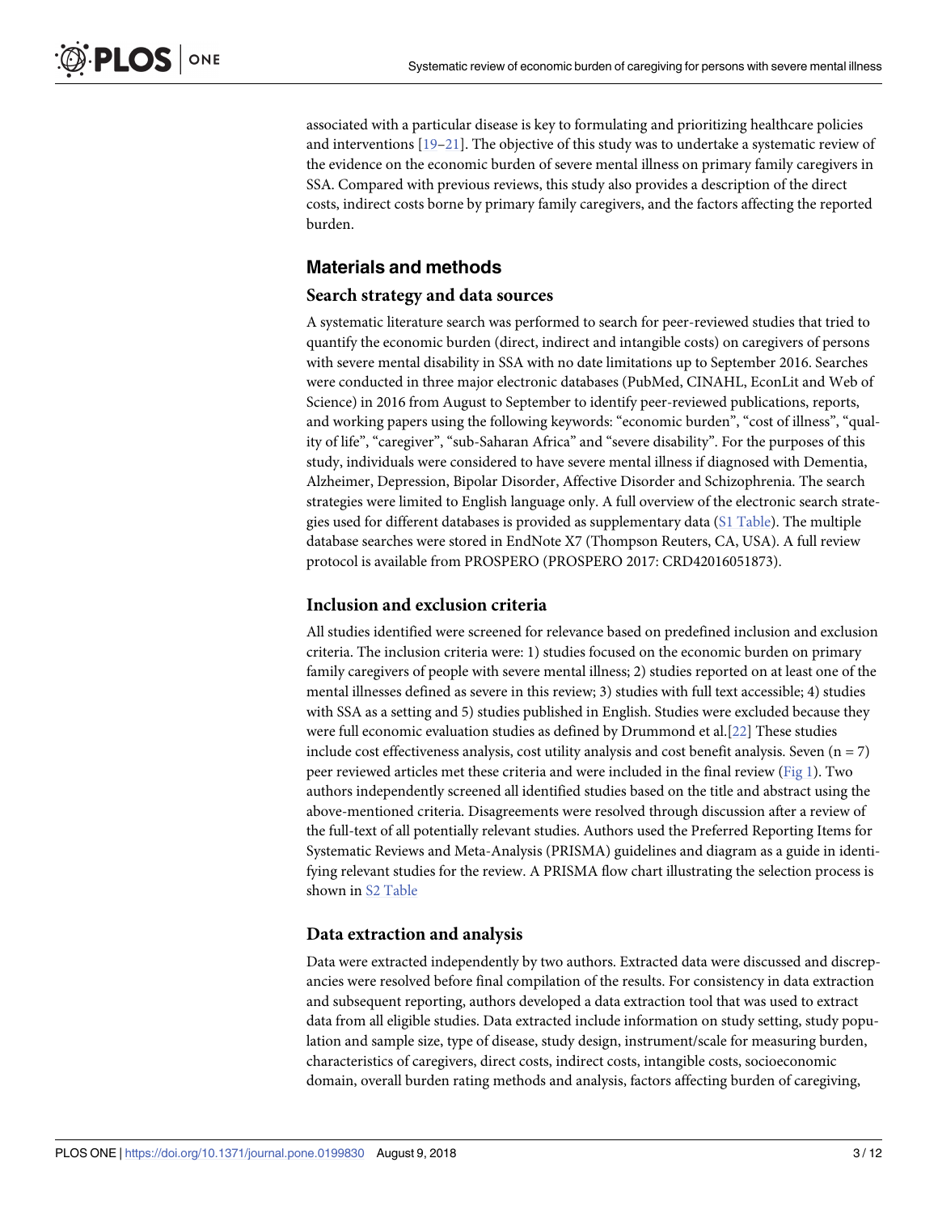associated with a particular disease is key to formulating and prioritizing healthcare policies and interventions [19–21]. The objective of this study was to undertake a systematic review of the evidence on the economic burden of severe mental illness on primary family caregivers in SSA. Compared with previous reviews, this study also provides a description of the direct costs, indirect costs borne by primary family caregivers, and the factors affecting the reported burden.

## Materials and methods

### Search strategy and data sources

A systematic literature search was performed to search for peer-reviewed studies that tried to quantify the economic burden (direct, indirect and intangible costs) on caregivers of persons with severe mental disability in SSA with no date limitations up to September 2016. Searches were conducted in three major electronic databases (PubMed, CINAHL, EconLit and Web of Science) in 2016 from August to September to identify peer-reviewed publications, reports, and working papers using the following keywords: "economic burden", "cost of illness", "quality of life", "caregiver", "sub-Saharan Africa" and "severe disability". For the purposes of this study, individuals were considered to have severe mental illness if diagnosed with Dementia, Alzheimer, Depression, Bipolar Disorder, Affective Disorder and Schizophrenia. The search strategies were limited to English language only. A full overview of the electronic search strategies used for different databases is provided as supplementary data (S1 Table). The multiple database searches were stored in EndNote X7 (Thompson Reuters, CA, USA). A full review protocol is available from PROSPERO (PROSPERO 2017: CRD42016051873).

### Inclusion and exclusion criteria

All studies identified were screened for relevance based on predefined inclusion and exclusion criteria. The inclusion criteria were: 1) studies focused on the economic burden on primary family caregivers of people with severe mental illness; 2) studies reported on at least one of the mental illnesses defined as severe in this review; 3) studies with full text accessible; 4) studies with SSA as a setting and 5) studies published in English. Studies were excluded because they were full economic evaluation studies as defined by Drummond et al.[22] These studies include cost effectiveness analysis, cost utility analysis and cost benefit analysis. Seven (n = 7) peer reviewed articles met these criteria and were included in the final review (Fig 1). Two authors independently screened all identified studies based on the title and abstract using the above-mentioned criteria. Disagreements were resolved through discussion after a review of the full-text of all potentially relevant studies. Authors used the Preferred Reporting Items for Systematic Reviews and Meta-Analysis (PRISMA) guidelines and diagram as a guide in identifying relevant studies for the review. A PRISMA flow chart illustrating the selection process is shown in S2 Table

### Data extraction and analysis

Data were extracted independently by two authors. Extracted data were discussed and discrepancies were resolved before final compilation of the results. For consistency in data extraction and subsequent reporting, authors developed a data extraction tool that was used to extract data from all eligible studies. Data extracted include information on study setting, study population and sample size, type of disease, study design, instrument/scale for measuring burden, characteristics of caregivers, direct costs, indirect costs, intangible costs, socioeconomic domain, overall burden rating methods and analysis, factors affecting burden of caregiving,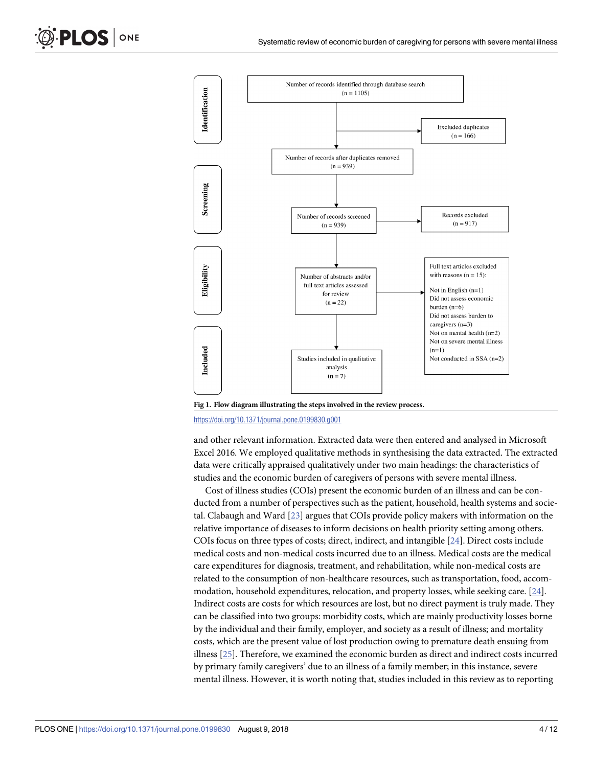Identification

Number of records identified through database search (n = 1105)

Excluded duplicates (n = 166)

Number of records after duplicates removed (n = 939)

Screening

Number of records screened (n = 939)

Records excluded (n = 917)

Eligibility

Number of abstracts and/or full text articles assessed for review (n = 22)

Full text articles excluded with reasons (n = 15):

Not in English (n=1)
Did not assess economic burden (n=6)
Did not assess burden to caregivers (n=3)
Not on mental health (n=2)
Not on severe mental illness (n=1)
Not conducted in SSA (n=2)

Included

Studies included in qualitative analysis (**n = 7**)

**Fig 1. Flow diagram illustrating the steps involved in the review process.**

https://doi.org/10.1371/journal.pone.0199830.g001

and other relevant information. Extracted data were then entered and analysed in Microsoft Excel 2016. We employed qualitative methods in synthesising the data extracted. The extracted data were critically appraised qualitatively under two main headings: the characteristics of studies and the economic burden of caregivers of persons with severe mental illness.

Cost of illness studies (COIs) present the economic burden of an illness and can be conducted from a number of perspectives such as the patient, household, health systems and societal. Clabaugh and Ward [23] argues that COIs provide policy makers with information on the relative importance of diseases to inform decisions on health priority setting among others. COIs focus on three types of costs; direct, indirect, and intangible [24]. Direct costs include medical costs and non-medical costs incurred due to an illness. Medical costs are the medical care expenditures for diagnosis, treatment, and rehabilitation, while non-medical costs are related to the consumption of non-healthcare resources, such as transportation, food, accommodation, household expenditures, relocation, and property losses, while seeking care. [24]. Indirect costs are costs for which resources are lost, but no direct payment is truly made. They can be classified into two groups: morbidity costs, which are mainly productivity losses borne by the individual and their family, employer, and society as a result of illness; and mortality costs, which are the present value of lost production owing to premature death ensuing from illness [25]. Therefore, we examined the economic burden as direct and indirect costs incurred by primary family caregivers' due to an illness of a family member; in this instance, severe mental illness. However, it is worth noting that, studies included in this review as to reporting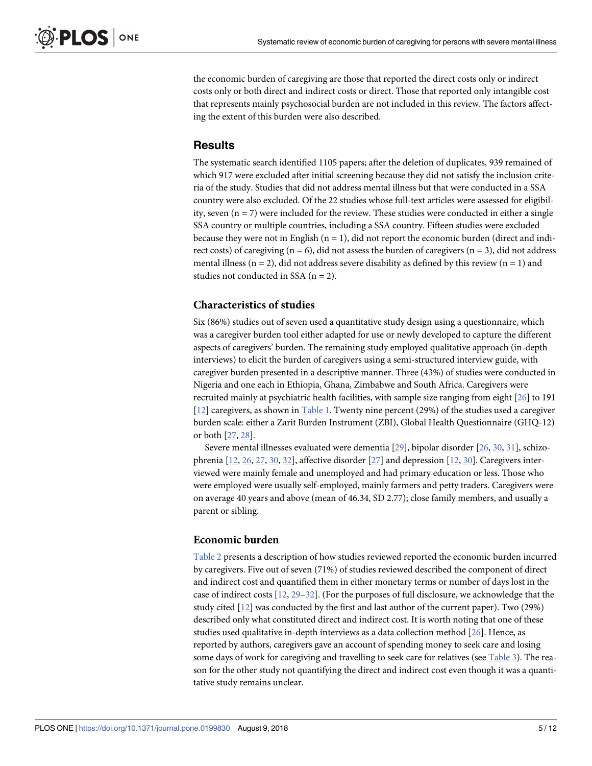the economic burden of caregiving are those that reported the direct costs only or indirect costs only or both direct and indirect costs or direct. Those that reported only intangible cost that represents mainly psychosocial burden are not included in this review. The factors affecting the extent of this burden were also described.

## Results

The systematic search identified 1105 papers; after the deletion of duplicates, 939 remained of which 917 were excluded after initial screening because they did not satisfy the inclusion criteria of the study. Studies that did not address mental illness but that were conducted in a SSA country were also excluded. Of the 22 studies whose full-text articles were assessed for eligibility, seven (n = 7) were included for the review. These studies were conducted in either a single SSA country or multiple countries, including a SSA country. Fifteen studies were excluded because they were not in English (n = 1), did not report the economic burden (direct and indirect costs) of caregiving (n = 6), did not assess the burden of caregivers (n = 3), did not address mental illness (n = 2), did not address severe disability as defined by this review (n = 1) and studies not conducted in SSA (n = 2).

### Characteristics of studies

Six (86%) studies out of seven used a quantitative study design using a questionnaire, which was a caregiver burden tool either adapted for use or newly developed to capture the different aspects of caregivers' burden. The remaining study employed qualitative approach (in-depth interviews) to elicit the burden of caregivers using a semi-structured interview guide, with caregiver burden presented in a descriptive manner. Three (43%) of studies were conducted in Nigeria and one each in Ethiopia, Ghana, Zimbabwe and South Africa. Caregivers were recruited mainly at psychiatric health facilities, with sample size ranging from eight [26] to 191 [12] caregivers, as shown in Table 1. Twenty nine percent (29%) of the studies used a caregiver burden scale: either a Zarit Burden Instrument (ZBI), Global Health Questionnaire (GHQ-12) or both [27, 28].

Severe mental illnesses evaluated were dementia [29], bipolar disorder [26, 30, 31], schizophrenia [12, 26, 27, 30, 32], affective disorder [27] and depression [12, 30]. Caregivers interviewed were mainly female and unemployed and had primary education or less. Those who were employed were usually self-employed, mainly farmers and petty traders. Caregivers were on average 40 years and above (mean of 46.34, SD 2.77); close family members, and usually a parent or sibling.

### Economic burden

Table 2 presents a description of how studies reviewed reported the economic burden incurred by caregivers. Five out of seven (71%) of studies reviewed described the component of direct and indirect cost and quantified them in either monetary terms or number of days lost in the case of indirect costs [12, 29–32]. (For the purposes of full disclosure, we acknowledge that the study cited [12] was conducted by the first and last author of the current paper). Two (29%) described only what constituted direct and indirect cost. It is worth noting that one of these studies used qualitative in-depth interviews as a data collection method [26]. Hence, as reported by authors, caregivers gave an account of spending money to seek care and losing some days of work for caregiving and travelling to seek care for relatives (see Table 3). The reason for the other study not quantifying the direct and indirect cost even though it was a quantitative study remains unclear.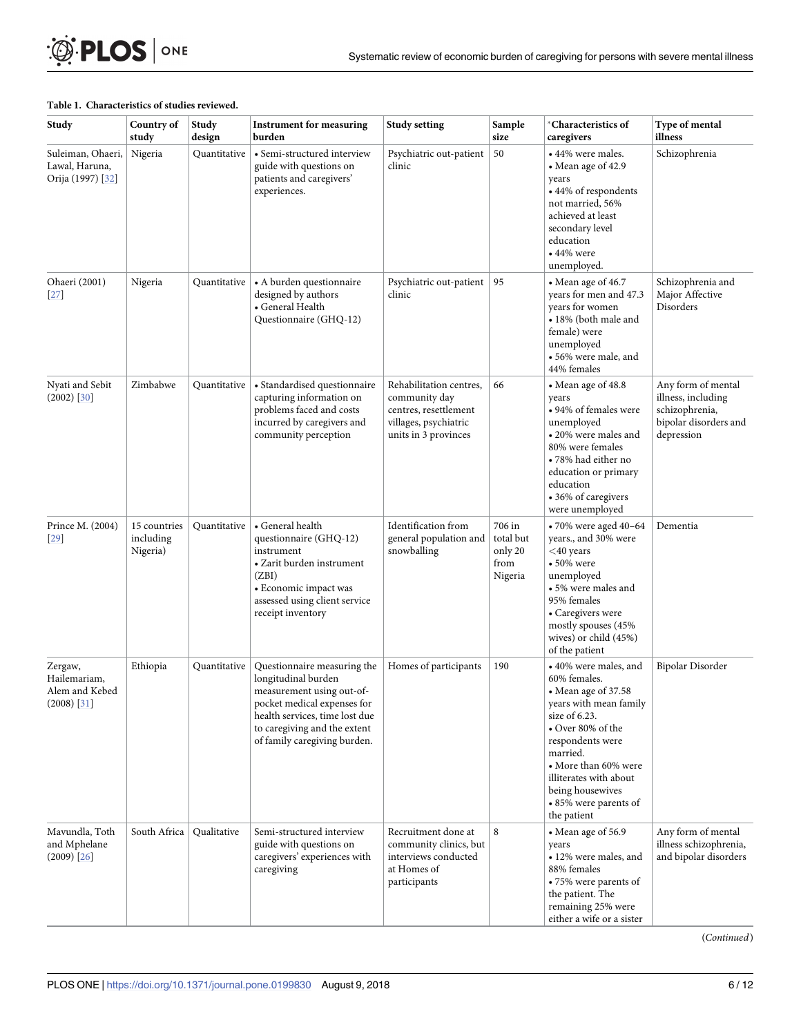**Table 1. Characteristics of studies reviewed.**

| Study | Country of study | Study design | Instrument for measuring burden | Study setting | Sample size | *Characteristics of caregivers | Type of mental illness |
|---|---|---|---|---|---|---|---|
| Suleiman, Ohaeri, Lawal, Haruna, Orija (1997) [32] | Nigeria | Quantitative | • Semi-structured interview guide with questions on patients and caregivers' experiences. | Psychiatric out-patient clinic | 50 | • 44% were males. • Mean age of 42.9 years • 44% of respondents not married, 56% achieved at least secondary level education • 44% were unemployed. | Schizophrenia |
| Ohaeri (2001) [27] | Nigeria | Quantitative | • A burden questionnaire designed by authors • General Health Questionnaire (GHQ-12) | Psychiatric out-patient clinic | 95 | • Mean age of 46.7 years for men and 47.3 years for women • 18% (both male and female) were unemployed • 56% were male, and 44% females | Schizophrenia and Major Affective Disorders |
| Nyati and Sebit (2002) [30] | Zimbabwe | Quantitative | • Standardised questionnaire capturing information on problems faced and costs incurred by caregivers and community perception | Rehabilitation centres, community day centres, resettlement villages, psychiatric units in 3 provinces | 66 | • Mean age of 48.8 years • 94% of females were unemployed • 20% were males and 80% were females • 78% had either no education or primary education • 36% of caregivers were unemployed | Any form of mental illness, including schizophrenia, bipolar disorders and depression |
| Prince M. (2004) [29] | 15 countries including Nigeria) | Quantitative | • General health questionnaire (GHQ-12) instrument • Zarit burden instrument (ZBI) • Economic impact was assessed using client service receipt inventory | Identification from general population and snowballing | 706 in total but only 20 from Nigeria | • 70% were aged 40–64 years., and 30% were <40 years • 50% were unemployed • 5% were males and 95% females • Caregivers were mostly spouses (45% wives) or child (45%) of the patient | Dementia |
| Zergaw, Hailemariam, Alem and Kebed (2008) [31] | Ethiopia | Quantitative | Questionnaire measuring the longitudinal burden measurement using out-of-pocket medical expenses for health services, time lost due to caregiving and the extent of family caregiving burden. | Homes of participants | 190 | • 40% were males, and 60% females. • Mean age of 37.58 years with mean family size of 6.23. • Over 80% of the respondents were married. • More than 60% were illiterates with about being housewives • 85% were parents of the patient | Bipolar Disorder |
| Mavundla, Toth and Mphelane (2009) [26] | South Africa | Qualitative | Semi-structured interview guide with questions on caregivers' experiences with caregiving | Recruitment done at community clinics, but interviews conducted at Homes of participants | 8 | • Mean age of 56.9 years • 12% were males, and 88% females • 75% were parents of the patient. The remaining 25% were either a wife or a sister | Any form of mental illness schizophrenia, and bipolar disorders |

(*Continued*)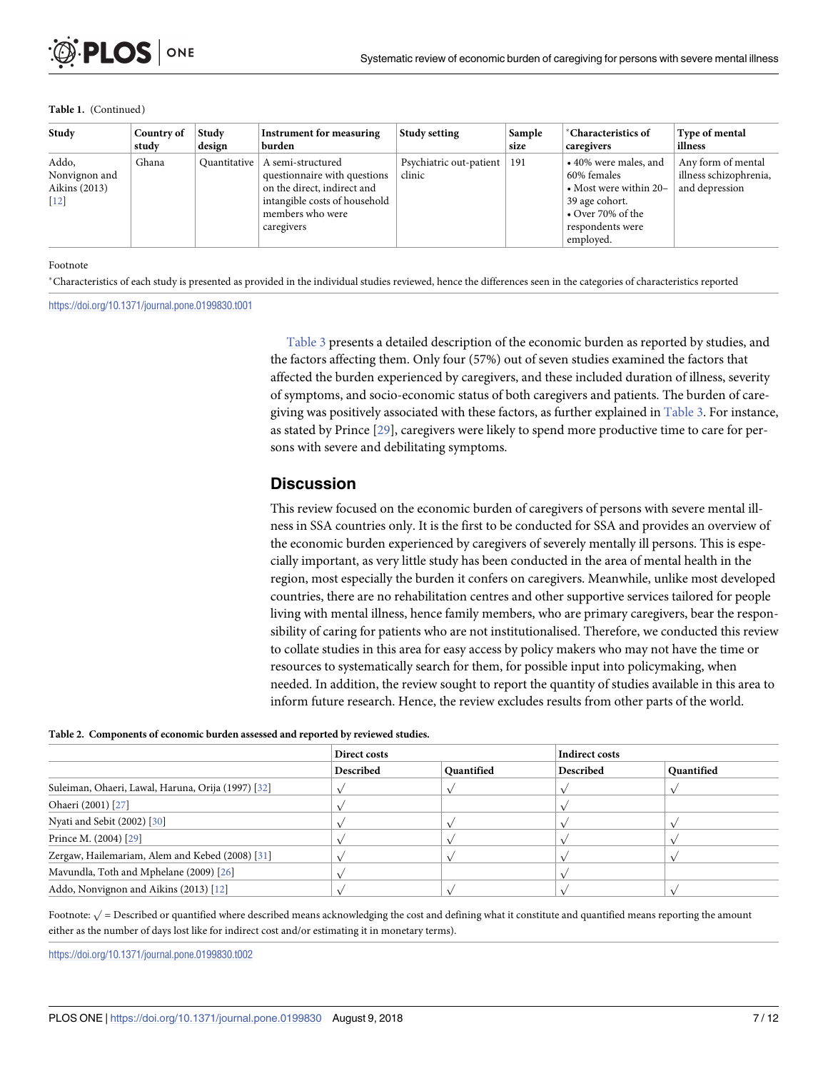**Table 1.** (Continued)

| Study | Country of study | Study design | Instrument for measuring burden | Study setting | Sample size | *Characteristics of caregivers | Type of mental illness |
|---|---|---|---|---|---|---|---|
| Addo, Nonvignon and Aikins (2013) [12] | Ghana | Quantitative | A semi-structured questionnaire with questions on the direct, indirect and intangible costs of household members who were caregivers | Psychiatric out-patient clinic | 191 | • 40% were males, and 60% females • Most were within 20–39 age cohort. • Over 70% of the respondents were employed. | Any form of mental illness schizophrenia, and depression |

Footnote

*Characteristics of each study is presented as provided in the individual studies reviewed, hence the differences seen in the categories of characteristics reported

https://doi.org/10.1371/journal.pone.0199830.t001

Table 3 presents a detailed description of the economic burden as reported by studies, and the factors affecting them. Only four (57%) out of seven studies examined the factors that affected the burden experienced by caregivers, and these included duration of illness, severity of symptoms, and socio-economic status of both caregivers and patients. The burden of caregiving was positively associated with these factors, as further explained in Table 3. For instance, as stated by Prince [29], caregivers were likely to spend more productive time to care for persons with severe and debilitating symptoms.

## Discussion

This review focused on the economic burden of caregivers of persons with severe mental illness in SSA countries only. It is the first to be conducted for SSA and provides an overview of the economic burden experienced by caregivers of severely mentally ill persons. This is especially important, as very little study has been conducted in the area of mental health in the region, most especially the burden it confers on caregivers. Meanwhile, unlike most developed countries, there are no rehabilitation centres and other supportive services tailored for people living with mental illness, hence family members, who are primary caregivers, bear the responsibility of caring for patients who are not institutionalised. Therefore, we conducted this review to collate studies in this area for easy access by policy makers who may not have the time or resources to systematically search for them, for possible input into policymaking, when needed. In addition, the review sought to report the quantity of studies available in this area to inform future research. Hence, the review excludes results from other parts of the world.

**Table 2. Components of economic burden assessed and reported by reviewed studies.**

| | Direct costs | | Indirect costs | |
|---|---|---|---|---|
| | Described | Quantified | Described | Quantified |
| Suleiman, Ohaeri, Lawal, Haruna, Orija (1997) [32] | √ | √ | √ | √ |
| Ohaeri (2001) [27] | √ | | √ | |
| Nyati and Sebit (2002) [30] | √ | √ | √ | √ |
| Prince M. (2004) [29] | √ | √ | √ | √ |
| Zergaw, Hailemariam, Alem and Kebed (2008) [31] | √ | √ | √ | √ |
| Mavundla, Toth and Mphelane (2009) [26] | √ | | √ | |
| Addo, Nonvignon and Aikins (2013) [12] | √ | √ | √ | √ |

Footnote: √ = Described or quantified where described means acknowledging the cost and defining what it constitute and quantified means reporting the amount either as the number of days lost like for indirect cost and/or estimating it in monetary terms).

https://doi.org/10.1371/journal.pone.0199830.t002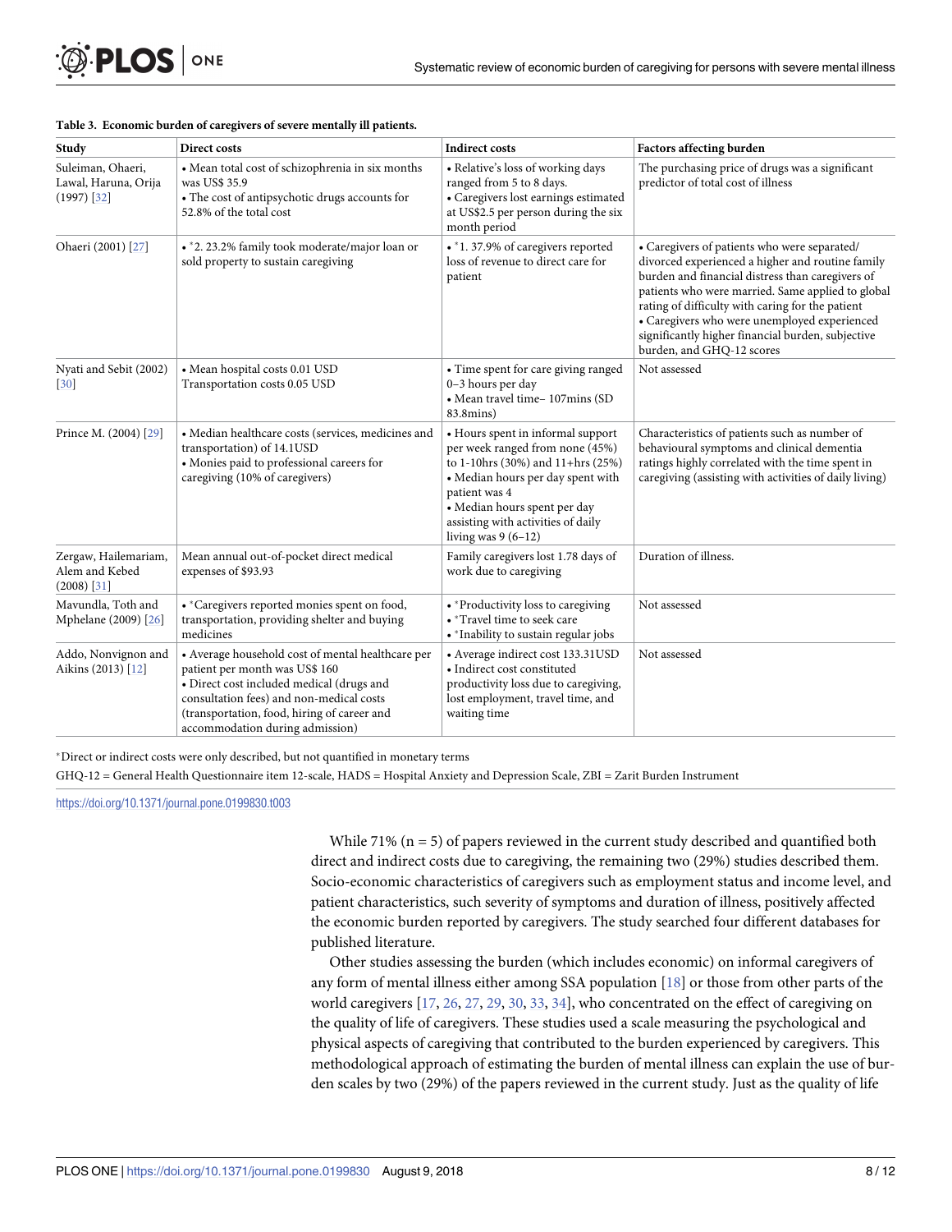**Table 3. Economic burden of caregivers of severe mentally ill patients.**

| Study | Direct costs | Indirect costs | Factors affecting burden |
|---|---|---|---|
| Suleiman, Ohaeri, Lawal, Haruna, Orija (1997) [32] | • Mean total cost of schizophrenia in six months was US$ 35.9<br>• The cost of antipsychotic drugs accounts for 52.8% of the total cost | • Relative's loss of working days ranged from 5 to 8 days.<br>• Caregivers lost earnings estimated at US$2.5 per person during the six month period | The purchasing price of drugs was a significant predictor of total cost of illness |
| Ohaeri (2001) [27] | • *2. 23.2% family took moderate/major loan or sold property to sustain caregiving | • *1. 37.9% of caregivers reported loss of revenue to direct care for patient | • Caregivers of patients who were separated/divorced experienced a higher and routine family burden and financial distress than caregivers of patients who were married. Same applied to global rating of difficulty with caring for the patient<br>• Caregivers who were unemployed experienced significantly higher financial burden, subjective burden, and GHQ-12 scores |
| Nyati and Sebit (2002) [30] | • Mean hospital costs 0.01 USD Transportation costs 0.05 USD | • Time spent for care giving ranged 0–3 hours per day<br>• Mean travel time– 107mins (SD 83.8mins) | Not assessed |
| Prince M. (2004) [29] | • Median healthcare costs (services, medicines and transportation) of 14.1USD<br>• Monies paid to professional careers for caregiving (10% of caregivers) | • Hours spent in informal support per week ranged from none (45%) to 1-10hrs (30%) and 11+hrs (25%)<br>• Median hours per day spent with patient was 4<br>• Median hours spent per day assisting with activities of daily living was 9 (6–12) | Characteristics of patients such as number of behavioural symptoms and clinical dementia ratings highly correlated with the time spent in caregiving (assisting with activities of daily living) |
| Zergaw, Hailemariam, Alem and Kebed (2008) [31] | Mean annual out-of-pocket direct medical expenses of $93.93 | Family caregivers lost 1.78 days of work due to caregiving | Duration of illness. |
| Mavundla, Toth and Mphelane (2009) [26] | • *Caregivers reported monies spent on food, transportation, providing shelter and buying medicines | • *Productivity loss to caregiving<br>• *Travel time to seek care<br>• *Inability to sustain regular jobs | Not assessed |
| Addo, Nonvignon and Aikins (2013) [12] | • Average household cost of mental healthcare per patient per month was US$ 160<br>• Direct cost included medical (drugs and consultation fees) and non-medical costs (transportation, food, hiring of career and accommodation during admission) | • Average indirect cost 133.31USD<br>• Indirect cost constituted productivity loss due to caregiving, lost employment, travel time, and waiting time | Not assessed |

*Direct or indirect costs were only described, but not quantified in monetary terms

GHQ-12 = General Health Questionnaire item 12-scale, HADS = Hospital Anxiety and Depression Scale, ZBI = Zarit Burden Instrument

https://doi.org/10.1371/journal.pone.0199830.t003

While 71% (n = 5) of papers reviewed in the current study described and quantified both direct and indirect costs due to caregiving, the remaining two (29%) studies described them. Socio-economic characteristics of caregivers such as employment status and income level, and patient characteristics, such severity of symptoms and duration of illness, positively affected the economic burden reported by caregivers. The study searched four different databases for published literature.

Other studies assessing the burden (which includes economic) on informal caregivers of any form of mental illness either among SSA population [18] or those from other parts of the world caregivers [17, 26, 27, 29, 30, 33, 34], who concentrated on the effect of caregiving on the quality of life of caregivers. These studies used a scale measuring the psychological and physical aspects of caregiving that contributed to the burden experienced by caregivers. This methodological approach of estimating the burden of mental illness can explain the use of burden scales by two (29%) of the papers reviewed in the current study. Just as the quality of life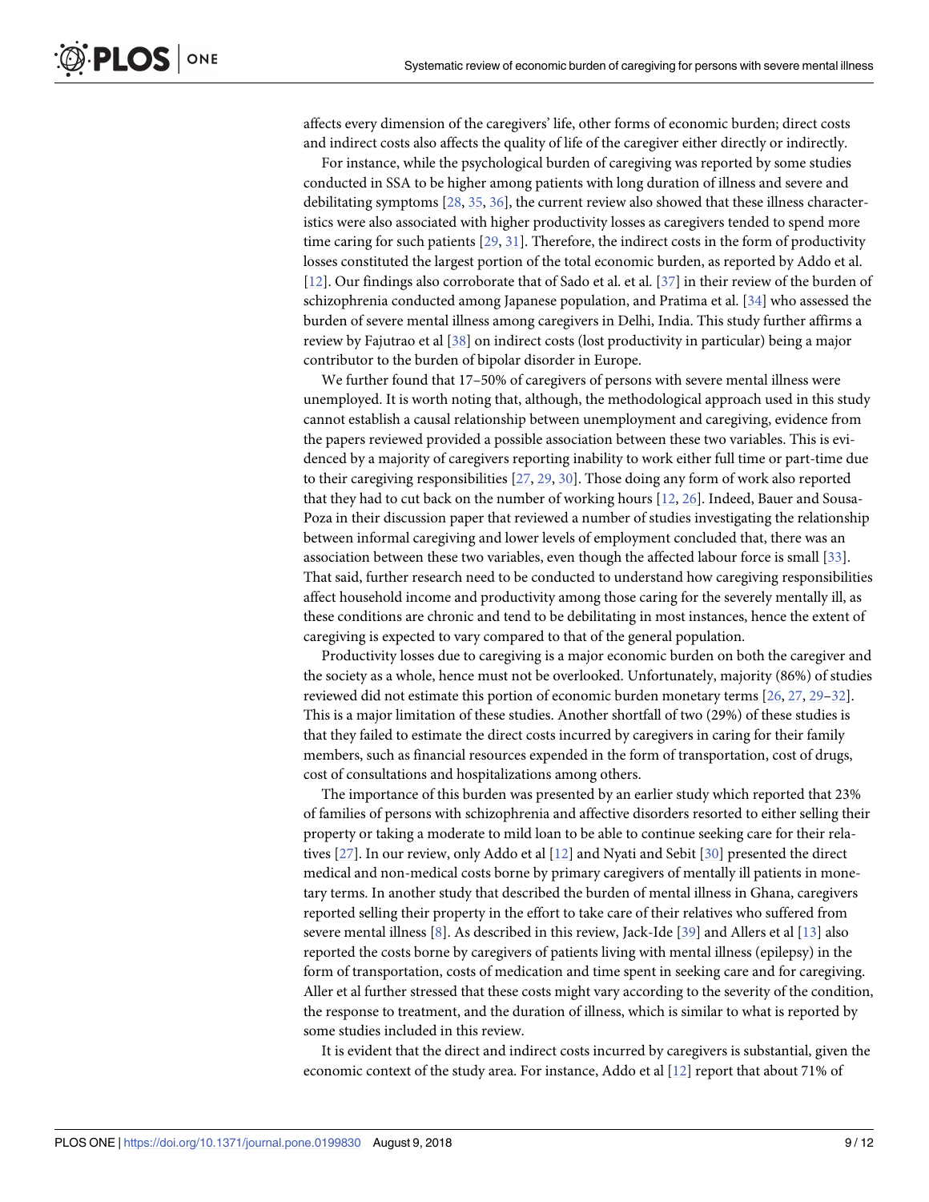affects every dimension of the caregivers' life, other forms of economic burden; direct costs and indirect costs also affects the quality of life of the caregiver either directly or indirectly.

For instance, while the psychological burden of caregiving was reported by some studies conducted in SSA to be higher among patients with long duration of illness and severe and debilitating symptoms [28, 35, 36], the current review also showed that these illness characteristics were also associated with higher productivity losses as caregivers tended to spend more time caring for such patients [29, 31]. Therefore, the indirect costs in the form of productivity losses constituted the largest portion of the total economic burden, as reported by Addo et al. [12]. Our findings also corroborate that of Sado et al. et al. [37] in their review of the burden of schizophrenia conducted among Japanese population, and Pratima et al. [34] who assessed the burden of severe mental illness among caregivers in Delhi, India. This study further affirms a review by Fajutrao et al [38] on indirect costs (lost productivity in particular) being a major contributor to the burden of bipolar disorder in Europe.

We further found that 17–50% of caregivers of persons with severe mental illness were unemployed. It is worth noting that, although, the methodological approach used in this study cannot establish a causal relationship between unemployment and caregiving, evidence from the papers reviewed provided a possible association between these two variables. This is evidenced by a majority of caregivers reporting inability to work either full time or part-time due to their caregiving responsibilities [27, 29, 30]. Those doing any form of work also reported that they had to cut back on the number of working hours [12, 26]. Indeed, Bauer and Sousa-Poza in their discussion paper that reviewed a number of studies investigating the relationship between informal caregiving and lower levels of employment concluded that, there was an association between these two variables, even though the affected labour force is small [33]. That said, further research need to be conducted to understand how caregiving responsibilities affect household income and productivity among those caring for the severely mentally ill, as these conditions are chronic and tend to be debilitating in most instances, hence the extent of caregiving is expected to vary compared to that of the general population.

Productivity losses due to caregiving is a major economic burden on both the caregiver and the society as a whole, hence must not be overlooked. Unfortunately, majority (86%) of studies reviewed did not estimate this portion of economic burden monetary terms [26, 27, 29–32]. This is a major limitation of these studies. Another shortfall of two (29%) of these studies is that they failed to estimate the direct costs incurred by caregivers in caring for their family members, such as financial resources expended in the form of transportation, cost of drugs, cost of consultations and hospitalizations among others.

The importance of this burden was presented by an earlier study which reported that 23% of families of persons with schizophrenia and affective disorders resorted to either selling their property or taking a moderate to mild loan to be able to continue seeking care for their relatives [27]. In our review, only Addo et al [12] and Nyati and Sebit [30] presented the direct medical and non-medical costs borne by primary caregivers of mentally ill patients in monetary terms. In another study that described the burden of mental illness in Ghana, caregivers reported selling their property in the effort to take care of their relatives who suffered from severe mental illness [8]. As described in this review, Jack-Ide [39] and Allers et al [13] also reported the costs borne by caregivers of patients living with mental illness (epilepsy) in the form of transportation, costs of medication and time spent in seeking care and for caregiving. Aller et al further stressed that these costs might vary according to the severity of the condition, the response to treatment, and the duration of illness, which is similar to what is reported by some studies included in this review.

It is evident that the direct and indirect costs incurred by caregivers is substantial, given the economic context of the study area. For instance, Addo et al [12] report that about 71% of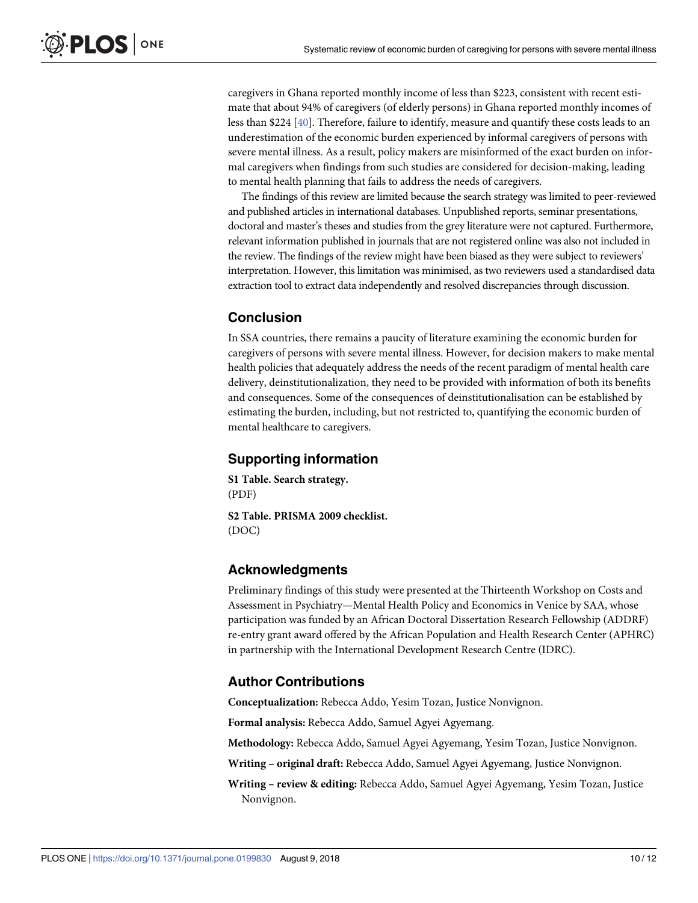caregivers in Ghana reported monthly income of less than $223, consistent with recent estimate that about 94% of caregivers (of elderly persons) in Ghana reported monthly incomes of less than $224 [40]. Therefore, failure to identify, measure and quantify these costs leads to an underestimation of the economic burden experienced by informal caregivers of persons with severe mental illness. As a result, policy makers are misinformed of the exact burden on informal caregivers when findings from such studies are considered for decision-making, leading to mental health planning that fails to address the needs of caregivers.

The findings of this review are limited because the search strategy was limited to peer-reviewed and published articles in international databases. Unpublished reports, seminar presentations, doctoral and master's theses and studies from the grey literature were not captured. Furthermore, relevant information published in journals that are not registered online was also not included in the review. The findings of the review might have been biased as they were subject to reviewers' interpretation. However, this limitation was minimised, as two reviewers used a standardised data extraction tool to extract data independently and resolved discrepancies through discussion.

## Conclusion

In SSA countries, there remains a paucity of literature examining the economic burden for caregivers of persons with severe mental illness. However, for decision makers to make mental health policies that adequately address the needs of the recent paradigm of mental health care delivery, deinstitutionalization, they need to be provided with information of both its benefits and consequences. Some of the consequences of deinstitutionalisation can be established by estimating the burden, including, but not restricted to, quantifying the economic burden of mental healthcare to caregivers.

## Supporting information

**S1 Table. Search strategy.**
(PDF)

**S2 Table. PRISMA 2009 checklist.**
(DOC)

## Acknowledgments

Preliminary findings of this study were presented at the Thirteenth Workshop on Costs and Assessment in Psychiatry—Mental Health Policy and Economics in Venice by SAA, whose participation was funded by an African Doctoral Dissertation Research Fellowship (ADDRF) re-entry grant award offered by the African Population and Health Research Center (APHRC) in partnership with the International Development Research Centre (IDRC).

## Author Contributions

**Conceptualization:** Rebecca Addo, Yesim Tozan, Justice Nonvignon.

**Formal analysis:** Rebecca Addo, Samuel Agyei Agyemang.

**Methodology:** Rebecca Addo, Samuel Agyei Agyemang, Yesim Tozan, Justice Nonvignon.

**Writing – original draft:** Rebecca Addo, Samuel Agyei Agyemang, Justice Nonvignon.

**Writing – review & editing:** Rebecca Addo, Samuel Agyei Agyemang, Yesim Tozan, Justice Nonvignon.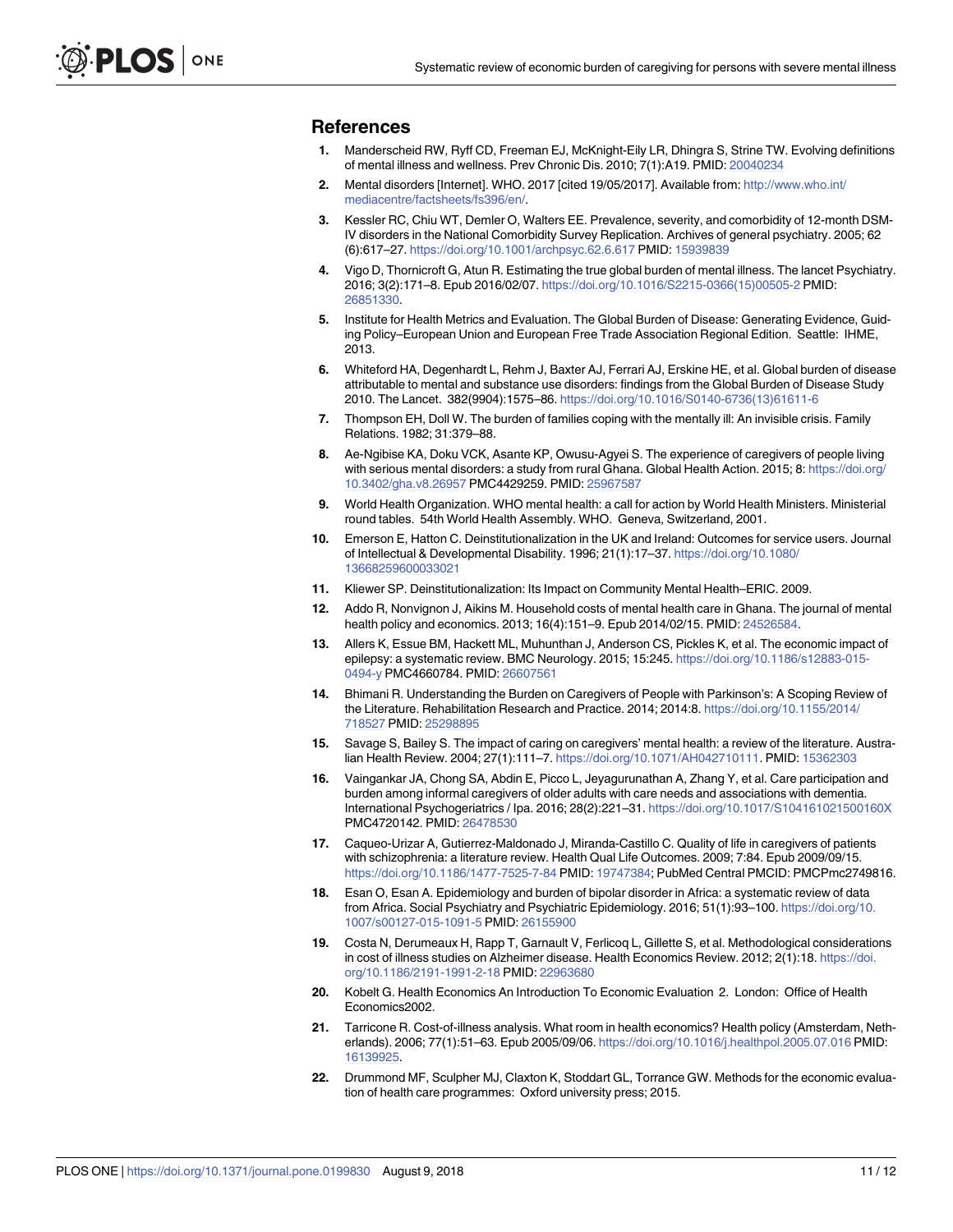## References

1. Manderscheid RW, Ryff CD, Freeman EJ, McKnight-Eily LR, Dhingra S, Strine TW. Evolving definitions of mental illness and wellness. Prev Chronic Dis. 2010; 7(1):A19. PMID: 20040234
2. Mental disorders [Internet]. WHO. 2017 [cited 19/05/2017]. Available from: http://www.who.int/mediacentre/factsheets/fs396/en/.
3. Kessler RC, Chiu WT, Demler O, Walters EE. Prevalence, severity, and comorbidity of 12-month DSM-IV disorders in the National Comorbidity Survey Replication. Archives of general psychiatry. 2005; 62 (6):617–27. https://doi.org/10.1001/archpsyc.62.6.617 PMID: 15939839
4. Vigo D, Thornicroft G, Atun R. Estimating the true global burden of mental illness. The lancet Psychiatry. 2016; 3(2):171–8. Epub 2016/02/07. https://doi.org/10.1016/S2215-0366(15)00505-2 PMID: 26851330.
5. Institute for Health Metrics and Evaluation. The Global Burden of Disease: Generating Evidence, Guiding Policy–European Union and European Free Trade Association Regional Edition. Seattle: IHME, 2013.
6. Whiteford HA, Degenhardt L, Rehm J, Baxter AJ, Ferrari AJ, Erskine HE, et al. Global burden of disease attributable to mental and substance use disorders: findings from the Global Burden of Disease Study 2010. The Lancet. 382(9904):1575–86. https://doi.org/10.1016/S0140-6736(13)61611-6
7. Thompson EH, Doll W. The burden of families coping with the mentally ill: An invisible crisis. Family Relations. 1982; 31:379–88.
8. Ae-Ngibise KA, Doku VCK, Asante KP, Owusu-Agyei S. The experience of caregivers of people living with serious mental disorders: a study from rural Ghana. Global Health Action. 2015; 8: https://doi.org/10.3402/gha.v8.26957 PMC4429259. PMID: 25967587
9. World Health Organization. WHO mental health: a call for action by World Health Ministers. Ministerial round tables. 54th World Health Assembly. WHO. Geneva, Switzerland, 2001.
10. Emerson E, Hatton C. Deinstitutionalization in the UK and Ireland: Outcomes for service users. Journal of Intellectual & Developmental Disability. 1996; 21(1):17–37. https://doi.org/10.1080/13668259600033021
11. Kliewer SP. Deinstitutionalization: Its Impact on Community Mental Health–ERIC. 2009.
12. Addo R, Nonvignon J, Aikins M. Household costs of mental health care in Ghana. The journal of mental health policy and economics. 2013; 16(4):151–9. Epub 2014/02/15. PMID: 24526584.
13. Allers K, Essue BM, Hackett ML, Muhunthan J, Anderson CS, Pickles K, et al. The economic impact of epilepsy: a systematic review. BMC Neurology. 2015; 15:245. https://doi.org/10.1186/s12883-015-0494-y PMC4660784. PMID: 26607561
14. Bhimani R. Understanding the Burden on Caregivers of People with Parkinson's: A Scoping Review of the Literature. Rehabilitation Research and Practice. 2014; 2014:8. https://doi.org/10.1155/2014/718527 PMID: 25298895
15. Savage S, Bailey S. The impact of caring on caregivers' mental health: a review of the literature. Australian Health Review. 2004; 27(1):111–7. https://doi.org/10.1071/AH042710111. PMID: 15362303
16. Vaingankar JA, Chong SA, Abdin E, Picco L, Jeyagurunathan A, Zhang Y, et al. Care participation and burden among informal caregivers of older adults with care needs and associations with dementia. International Psychogeriatrics / Ipa. 2016; 28(2):221–31. https://doi.org/10.1017/S104161021500160X PMC4720142. PMID: 26478530
17. Caqueo-Urizar A, Gutierrez-Maldonado J, Miranda-Castillo C. Quality of life in caregivers of patients with schizophrenia: a literature review. Health Qual Life Outcomes. 2009; 7:84. Epub 2009/09/15. https://doi.org/10.1186/1477-7525-7-84 PMID: 19747384; PubMed Central PMCID: PMCPmc2749816.
18. Esan O, Esan A. Epidemiology and burden of bipolar disorder in Africa: a systematic review of data from Africa. Social Psychiatry and Psychiatric Epidemiology. 2016; 51(1):93–100. https://doi.org/10.1007/s00127-015-1091-5 PMID: 26155900
19. Costa N, Derumeaux H, Rapp T, Garnault V, Ferlicoq L, Gillette S, et al. Methodological considerations in cost of illness studies on Alzheimer disease. Health Economics Review. 2012; 2(1):18. https://doi.org/10.1186/2191-1991-2-18 PMID: 22963680
20. Kobelt G. Health Economics An Introduction To Economic Evaluation 2. London: Office of Health Economics2002.
21. Tarricone R. Cost-of-illness analysis. What room in health economics? Health policy (Amsterdam, Netherlands). 2006; 77(1):51–63. Epub 2005/09/06. https://doi.org/10.1016/j.healthpol.2005.07.016 PMID: 16139925.
22. Drummond MF, Sculpher MJ, Claxton K, Stoddart GL, Torrance GW. Methods for the economic evaluation of health care programmes: Oxford university press; 2015.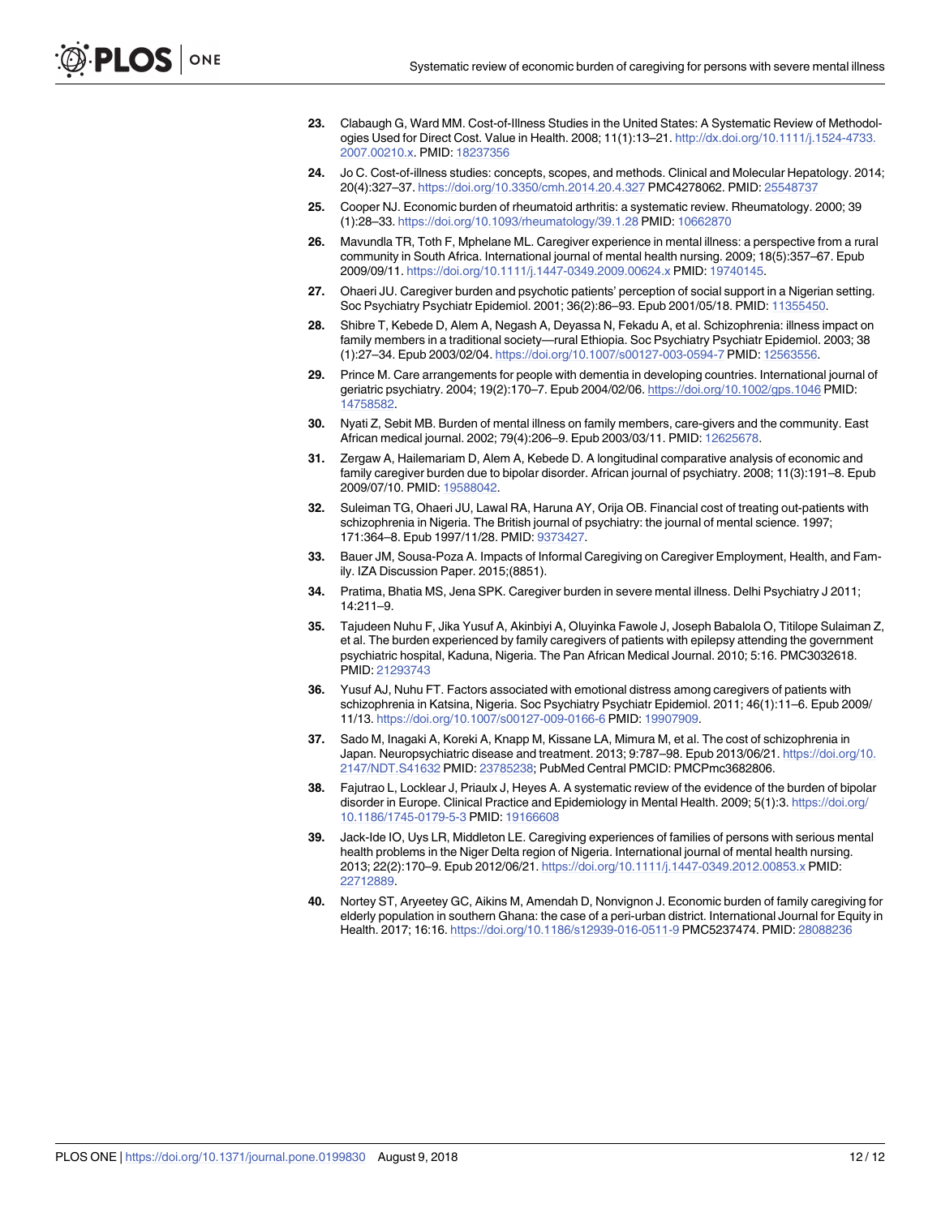23. Clabaugh G, Ward MM. Cost-of-Illness Studies in the United States: A Systematic Review of Methodologies Used for Direct Cost. Value in Health. 2008; 11(1):13–21. http://dx.doi.org/10.1111/j.1524-4733.2007.00210.x. PMID: 18237356

24. Jo C. Cost-of-illness studies: concepts, scopes, and methods. Clinical and Molecular Hepatology. 2014; 20(4):327–37. https://doi.org/10.3350/cmh.2014.20.4.327 PMC4278062. PMID: 25548737

25. Cooper NJ. Economic burden of rheumatoid arthritis: a systematic review. Rheumatology. 2000; 39 (1):28–33. https://doi.org/10.1093/rheumatology/39.1.28 PMID: 10662870

26. Mavundla TR, Toth F, Mphelane ML. Caregiver experience in mental illness: a perspective from a rural community in South Africa. International journal of mental health nursing. 2009; 18(5):357–67. Epub 2009/09/11. https://doi.org/10.1111/j.1447-0349.2009.00624.x PMID: 19740145.

27. Ohaeri JU. Caregiver burden and psychotic patients' perception of social support in a Nigerian setting. Soc Psychiatry Psychiatr Epidemiol. 2001; 36(2):86–93. Epub 2001/05/18. PMID: 11355450.

28. Shibre T, Kebede D, Alem A, Negash A, Deyassa N, Fekadu A, et al. Schizophrenia: illness impact on family members in a traditional society—rural Ethiopia. Soc Psychiatry Psychiatr Epidemiol. 2003; 38 (1):27–34. Epub 2003/02/04. https://doi.org/10.1007/s00127-003-0594-7 PMID: 12563556.

29. Prince M. Care arrangements for people with dementia in developing countries. International journal of geriatric psychiatry. 2004; 19(2):170–7. Epub 2004/02/06. https://doi.org/10.1002/gps.1046 PMID: 14758582.

30. Nyati Z, Sebit MB. Burden of mental illness on family members, care-givers and the community. East African medical journal. 2002; 79(4):206–9. Epub 2003/03/11. PMID: 12625678.

31. Zergaw A, Hailemariam D, Alem A, Kebede D. A longitudinal comparative analysis of economic and family caregiver burden due to bipolar disorder. African journal of psychiatry. 2008; 11(3):191–8. Epub 2009/07/10. PMID: 19588042.

32. Suleiman TG, Ohaeri JU, Lawal RA, Haruna AY, Orija OB. Financial cost of treating out-patients with schizophrenia in Nigeria. The British journal of psychiatry: the journal of mental science. 1997; 171:364–8. Epub 1997/11/28. PMID: 9373427.

33. Bauer JM, Sousa-Poza A. Impacts of Informal Caregiving on Caregiver Employment, Health, and Family. IZA Discussion Paper. 2015;(8851).

34. Pratima, Bhatia MS, Jena SPK. Caregiver burden in severe mental illness. Delhi Psychiatry J 2011; 14:211–9.

35. Tajudeen Nuhu F, Jika Yusuf A, Akinbiyi A, Oluyinka Fawole J, Joseph Babalola O, Titilope Sulaiman Z, et al. The burden experienced by family caregivers of patients with epilepsy attending the government psychiatric hospital, Kaduna, Nigeria. The Pan African Medical Journal. 2010; 5:16. PMC3032618. PMID: 21293743

36. Yusuf AJ, Nuhu FT. Factors associated with emotional distress among caregivers of patients with schizophrenia in Katsina, Nigeria. Soc Psychiatry Psychiatr Epidemiol. 2011; 46(1):11–6. Epub 2009/11/13. https://doi.org/10.1007/s00127-009-0166-6 PMID: 19907909.

37. Sado M, Inagaki A, Koreki A, Knapp M, Kissane LA, Mimura M, et al. The cost of schizophrenia in Japan. Neuropsychiatric disease and treatment. 2013; 9:787–98. Epub 2013/06/21. https://doi.org/10.2147/NDT.S41632 PMID: 23785238; PubMed Central PMCID: PMCPmc3682806.

38. Fajutrao L, Locklear J, Priaulx J, Heyes A. A systematic review of the evidence of the burden of bipolar disorder in Europe. Clinical Practice and Epidemiology in Mental Health. 2009; 5(1):3. https://doi.org/10.1186/1745-0179-5-3 PMID: 19166608

39. Jack-Ide IO, Uys LR, Middleton LE. Caregiving experiences of families of persons with serious mental health problems in the Niger Delta region of Nigeria. International journal of mental health nursing. 2013; 22(2):170–9. Epub 2012/06/21. https://doi.org/10.1111/j.1447-0349.2012.00853.x PMID: 22712889.

40. Nortey ST, Aryeetey GC, Aikins M, Amendah D, Nonvignon J. Economic burden of family caregiving for elderly population in southern Ghana: the case of a peri-urban district. International Journal for Equity in Health. 2017; 16:16. https://doi.org/10.1186/s12939-016-0511-9 PMC5237474. PMID: 28088236